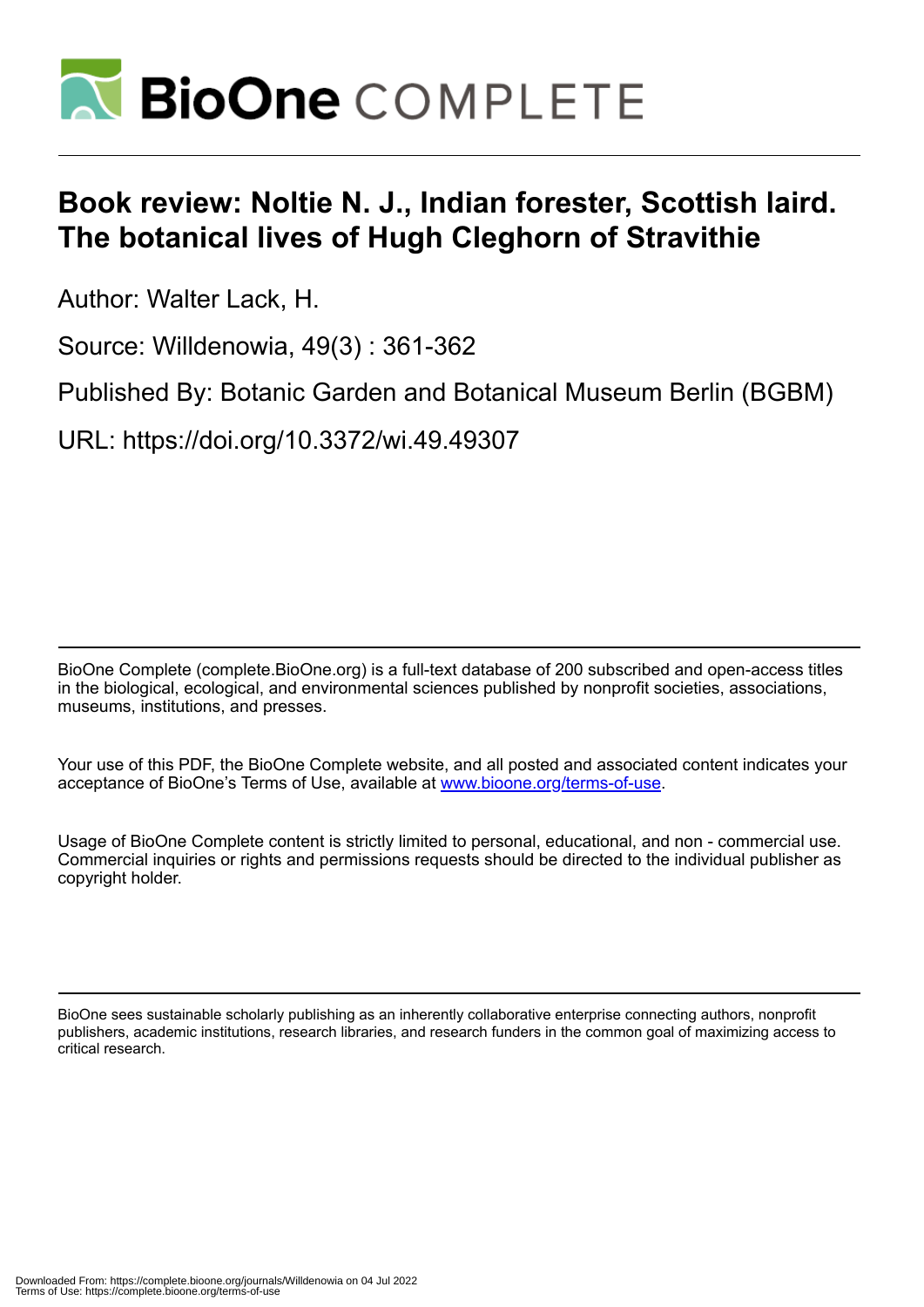# Book review: Noltie N. J., Indian forester, Scottish laird. The botanical lives of Hugh Cleghorn of Stravithie

Author: Walter Lack, H.

Source: Willdenowia, 49(3) : 361-362

Published By: Botanic Garden and Botanical Museum Berlin (BGBM)

URL: https://doi.org/10.3372/wi.49.49307

BioOne Complete (complete.BioOne.org) is a full-text database of 200 subscribed and open-access titles in the biological, ecological, and environmental sciences published by nonprofit societies, associations, museums, institutions, and presses.

Your use of this PDF, the BioOne Complete website, and all posted and associated content indicates your acceptance of BioOne's Terms of Use, available at www.bioone.org/terms-of-use.

Usage of BioOne Complete content is strictly limited to personal, educational, and non - commercial use. Commercial inquiries or rights and permissions requests should be directed to the individual publisher as copyright holder.

BioOne sees sustainable scholarly publishing as an inherently collaborative enterprise connecting authors, nonprofit publishers, academic institutions, research libraries, and research funders in the common goal of maximizing access to critical research.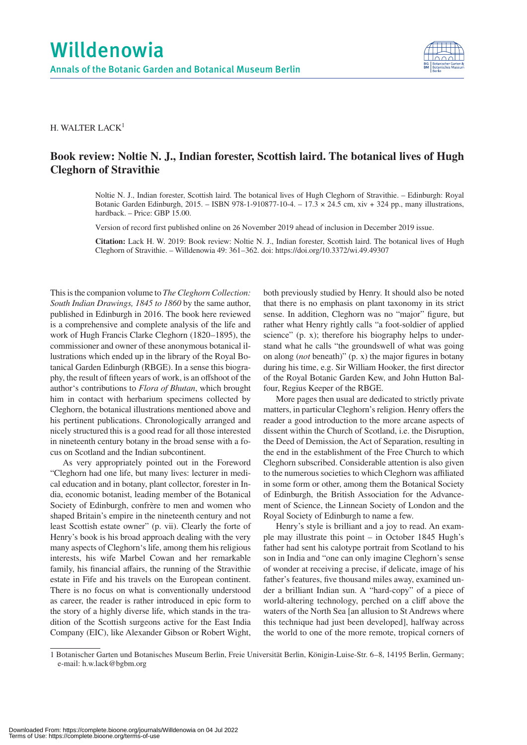Willdenowia

Annals of the Botanic Garden and Botanical Museum Berlin

H. WALTER LACK[1]

# Book review: Noltie N. J., Indian forester, Scottish laird. The botanical lives of Hugh Cleghorn of Stravithie

Noltie N. J., Indian forester, Scottish laird. The botanical lives of Hugh Cleghorn of Stravithie. – Edinburgh: Royal Botanic Garden Edinburgh, 2015. – ISBN 978-1-910877-10-4. – 17.3 × 24.5 cm, xiv + 324 pp., many illustrations, hardback. – Price: GBP 15.00.

Version of record first published online on 26 November 2019 ahead of inclusion in December 2019 issue.

**Citation:** Lack H. W. 2019: Book review: Noltie N. J., Indian forester, Scottish laird. The botanical lives of Hugh Cleghorn of Stravithie. – Willdenowia 49: 361–362. doi: https://doi.org/10.3372/wi.49.49307

This is the companion volume to *The Cleghorn Collection: South Indian Drawings, 1845 to 1860* by the same author, published in Edinburgh in 2016. The book here reviewed is a comprehensive and complete analysis of the life and work of Hugh Francis Clarke Cleghorn (1820–1895), the commissioner and owner of these anonymous botanical illustrations which ended up in the library of the Royal Botanical Garden Edinburgh (RBGE). In a sense this biography, the result of fifteen years of work, is an offshoot of the author's contributions to *Flora of Bhutan*, which brought him in contact with herbarium specimens collected by Cleghorn, the botanical illustrations mentioned above and his pertinent publications. Chronologically arranged and nicely structured this is a good read for all those interested in nineteenth century botany in the broad sense with a focus on Scotland and the Indian subcontinent.

As very appropriately pointed out in the Foreword "Cleghorn had one life, but many lives: lecturer in medical education and in botany, plant collector, forester in India, economic botanist, leading member of the Botanical Society of Edinburgh, confrère to men and women who shaped Britain's empire in the nineteenth century and not least Scottish estate owner" (p. vii). Clearly the forte of Henry's book is his broad approach dealing with the very many aspects of Cleghorn's life, among them his religious interests, his wife Marbel Cowan and her remarkable family, his financial affairs, the running of the Stravithie estate in Fife and his travels on the European continent. There is no focus on what is conventionally understood as career, the reader is rather introduced in epic form to the story of a highly diverse life, which stands in the tradition of the Scottish surgeons active for the East India Company (EIC), like Alexander Gibson or Robert Wight, both previously studied by Henry. It should also be noted that there is no emphasis on plant taxonomy in its strict sense. In addition, Cleghorn was no "major" figure, but rather what Henry rightly calls "a foot-soldier of applied science" (p. x); therefore his biography helps to understand what he calls "the groundswell of what was going on along (*not* beneath)" (p. x) the major figures in botany during his time, e.g. Sir William Hooker, the first director of the Royal Botanic Garden Kew, and John Hutton Balfour, Regius Keeper of the RBGE.

More pages then usual are dedicated to strictly private matters, in particular Cleghorn's religion. Henry offers the reader a good introduction to the more arcane aspects of dissent within the Church of Scotland, i.e. the Disruption, the Deed of Demission, the Act of Separation, resulting in the end in the establishment of the Free Church to which Cleghorn subscribed. Considerable attention is also given to the numerous societies to which Cleghorn was affiliated in some form or other, among them the Botanical Society of Edinburgh, the British Association for the Advancement of Science, the Linnean Society of London and the Royal Society of Edinburgh to name a few.

Henry's style is brilliant and a joy to read. An example may illustrate this point – in October 1845 Hugh's father had sent his calotype portrait from Scotland to his son in India and "one can only imagine Cleghorn's sense of wonder at receiving a precise, if delicate, image of his father's features, five thousand miles away, examined under a brilliant Indian sun. A "hard-copy" of a piece of world-altering technology, perched on a cliff above the waters of the North Sea [an allusion to St Andrews where this technique had just been developed], halfway across the world to one of the more remote, tropical corners of

1 Botanischer Garten und Botanisches Museum Berlin, Freie Universität Berlin, Königin-Luise-Str. 6–8, 14195 Berlin, Germany; e-mail: h.w.lack@bgbm.org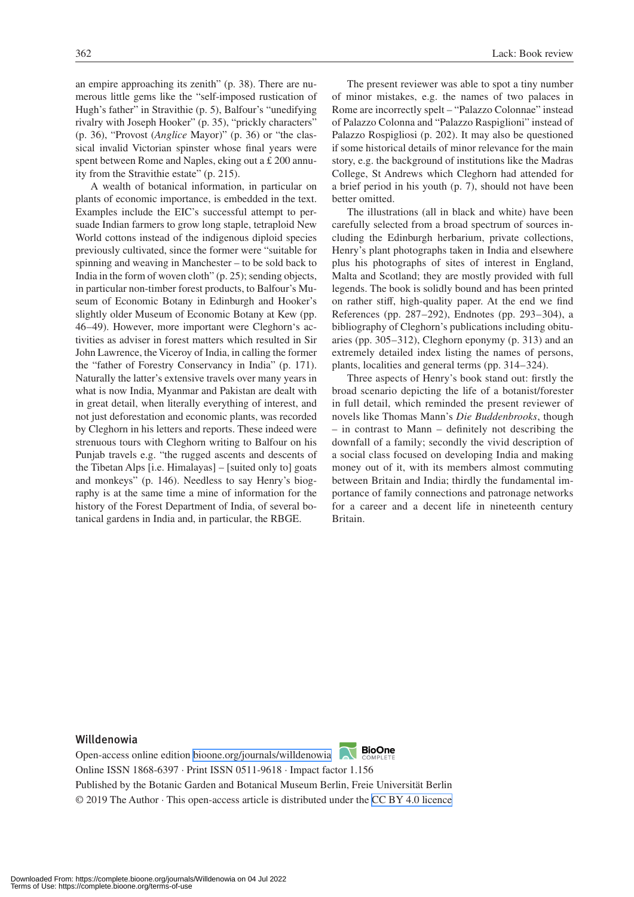an empire approaching its zenith" (p. 38). There are numerous little gems like the "self-imposed rustication of Hugh's father" in Stravithie (p. 5), Balfour's "unedifying rivalry with Joseph Hooker" (p. 35), "prickly characters" (p. 36), "Provost (*Anglice* Mayor)" (p. 36) or "the classical invalid Victorian spinster whose final years were spent between Rome and Naples, eking out a £ 200 annuity from the Stravithie estate" (p. 215).

A wealth of botanical information, in particular on plants of economic importance, is embedded in the text. Examples include the EIC's successful attempt to persuade Indian farmers to grow long staple, tetraploid New World cottons instead of the indigenous diploid species previously cultivated, since the former were "suitable for spinning and weaving in Manchester – to be sold back to India in the form of woven cloth" (p. 25); sending objects, in particular non-timber forest products, to Balfour's Museum of Economic Botany in Edinburgh and Hooker's slightly older Museum of Economic Botany at Kew (pp. 46–49). However, more important were Cleghorn's activities as adviser in forest matters which resulted in Sir John Lawrence, the Viceroy of India, in calling the former the "father of Forestry Conservancy in India" (p. 171). Naturally the latter's extensive travels over many years in what is now India, Myanmar and Pakistan are dealt with in great detail, when literally everything of interest, and not just deforestation and economic plants, was recorded by Cleghorn in his letters and reports. These indeed were strenuous tours with Cleghorn writing to Balfour on his Punjab travels e.g. "the rugged ascents and descents of the Tibetan Alps [i.e. Himalayas] – [suited only to] goats and monkeys" (p. 146). Needless to say Henry's biography is at the same time a mine of information for the history of the Forest Department of India, of several botanical gardens in India and, in particular, the RBGE.

The present reviewer was able to spot a tiny number of minor mistakes, e.g. the names of two palaces in Rome are incorrectly spelt – "Palazzo Colonnae" instead of Palazzo Colonna and "Palazzo Raspiglioni" instead of Palazzo Rospigliosi (p. 202). It may also be questioned if some historical details of minor relevance for the main story, e.g. the background of institutions like the Madras College, St Andrews which Cleghorn had attended for a brief period in his youth (p. 7), should not have been better omitted.

The illustrations (all in black and white) have been carefully selected from a broad spectrum of sources including the Edinburgh herbarium, private collections, Henry's plant photographs taken in India and elsewhere plus his photographs of sites of interest in England, Malta and Scotland; they are mostly provided with full legends. The book is solidly bound and has been printed on rather stiff, high-quality paper. At the end we find References (pp. 287–292), Endnotes (pp. 293–304), a bibliography of Cleghorn's publications including obituaries (pp. 305–312), Cleghorn eponymy (p. 313) and an extremely detailed index listing the names of persons, plants, localities and general terms (pp. 314–324).

Three aspects of Henry's book stand out: firstly the broad scenario depicting the life of a botanist/forester in full detail, which reminded the present reviewer of novels like Thomas Mann's *Die Buddenbrooks*, though – in contrast to Mann – definitely not describing the downfall of a family; secondly the vivid description of a social class focused on developing India and making money out of it, with its members almost commuting between Britain and India; thirdly the fundamental importance of family connections and patronage networks for a career and a decent life in nineteenth century Britain.

**Willdenowia**

Open-access online edition bioone.org/journals/willdenowia

Online ISSN 1868-6397 · Print ISSN 0511-9618 · Impact factor 1.156

Published by the Botanic Garden and Botanical Museum Berlin, Freie Universität Berlin

© 2019 The Author · This open-access article is distributed under the CC BY 4.0 licence